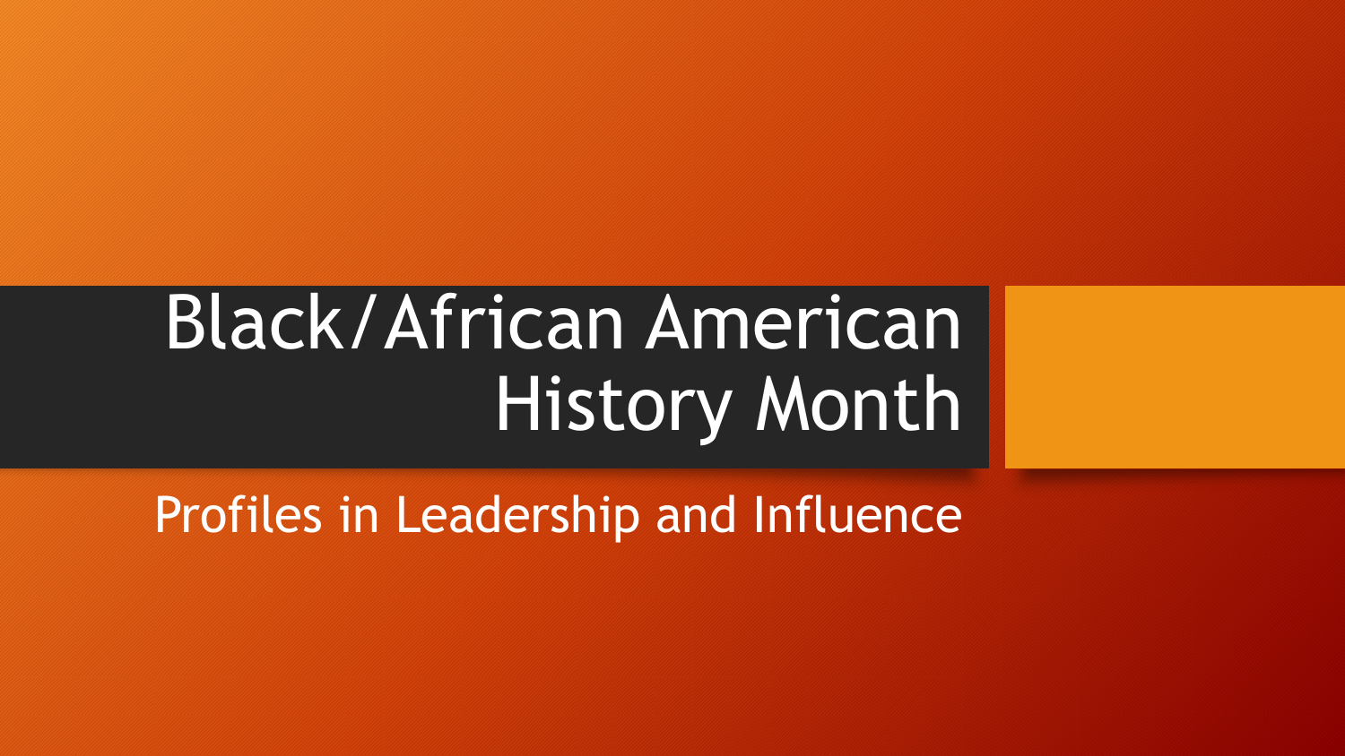# Black/African American History Month

## Profiles in Leadership and Influence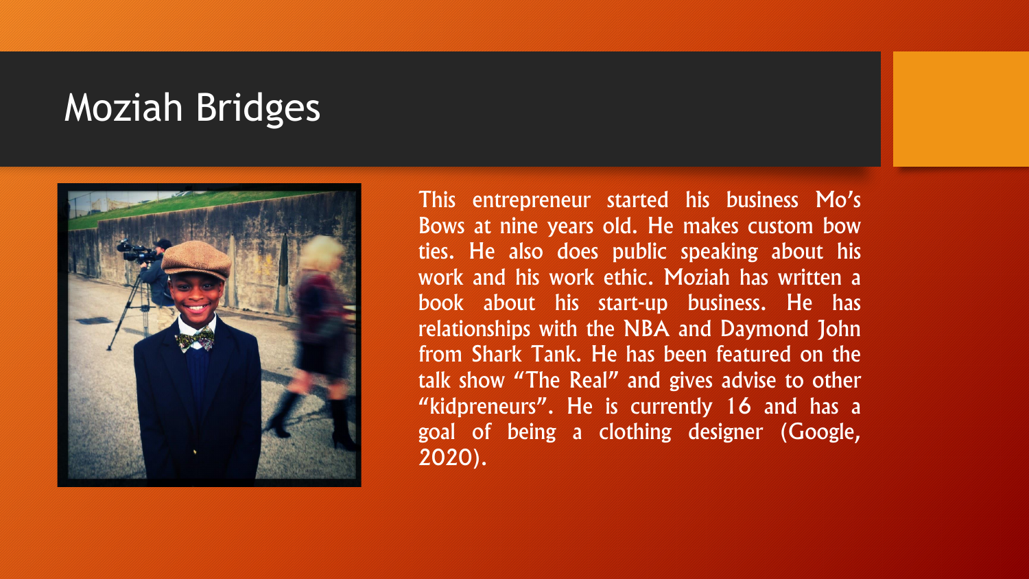# Moziah Bridges

This entrepreneur started his business Mo's Bows at nine years old. He makes custom bow ties. He also does public speaking about his work and his work ethic. Moziah has written a book about his start-up business. He has relationships with the NBA and Daymond John from Shark Tank. He has been featured on the talk show "The Real" and gives advise to other "kidpreneurs". He is currently 16 and has a goal of being a clothing designer (Google, 2020).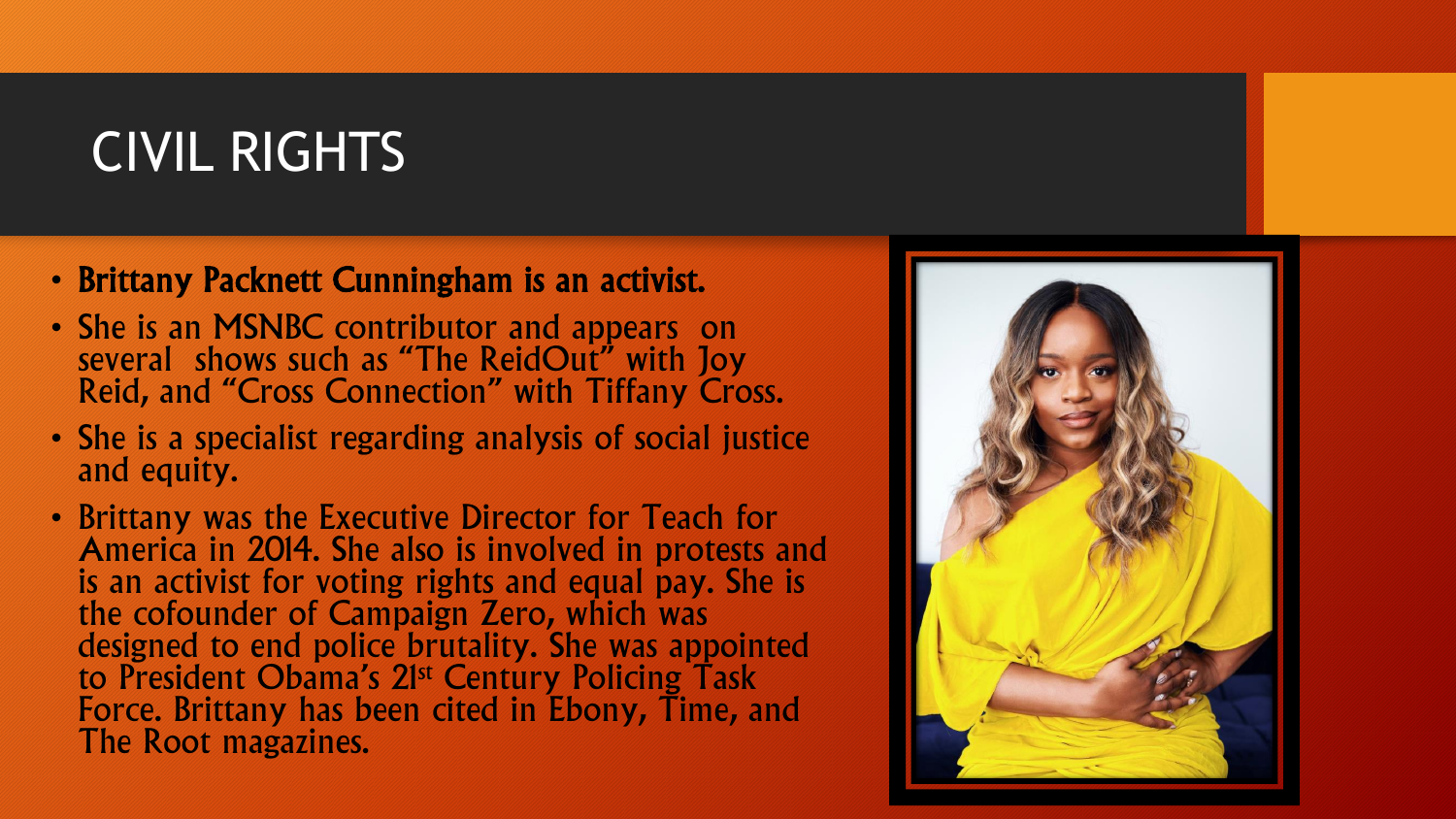# CIVIL RIGHTS

- **Brittany Packnett Cunningham is an activist.**
- She is an MSNBC contributor and appears on several shows such as "The ReidOut" with Joy Reid, and "Cross Connection" with Tiffany Cross.
- She is a specialist regarding analysis of social justice and equity.
- Brittany was the Executive Director for Teach for America in 2014. She also is involved in protests and is an activist for voting rights and equal pay. She is the cofounder of Campaign Zero, which was designed to end police brutality. She was appointed to President Obama's 21st Century Policing Task Force. Brittany has been cited in Ebony, Time, and The Root magazines.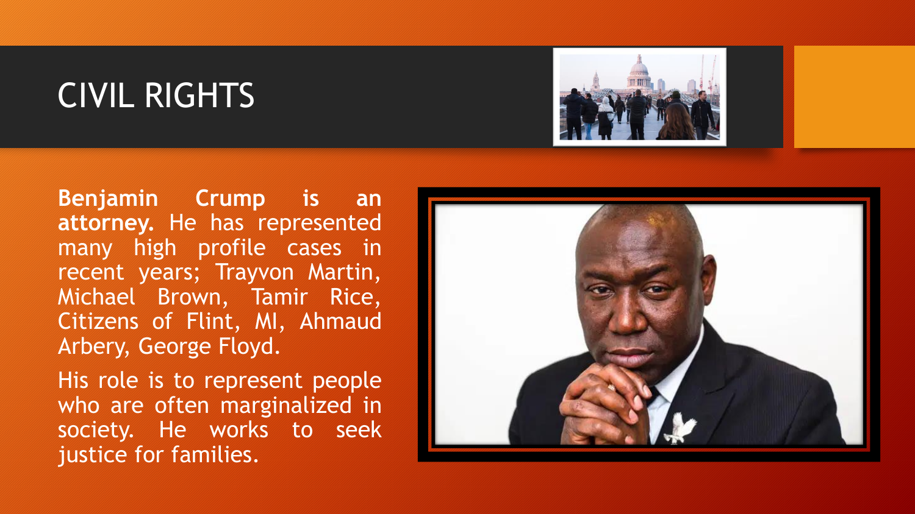# CIVIL RIGHTS

**Benjamin Crump is an attorney.** He has represented many high profile cases in recent years; Trayvon Martin, Michael Brown, Tamir Rice, Citizens of Flint, MI, Ahmaud Arbery, George Floyd.

His role is to represent people who are often marginalized in society. He works to seek justice for families.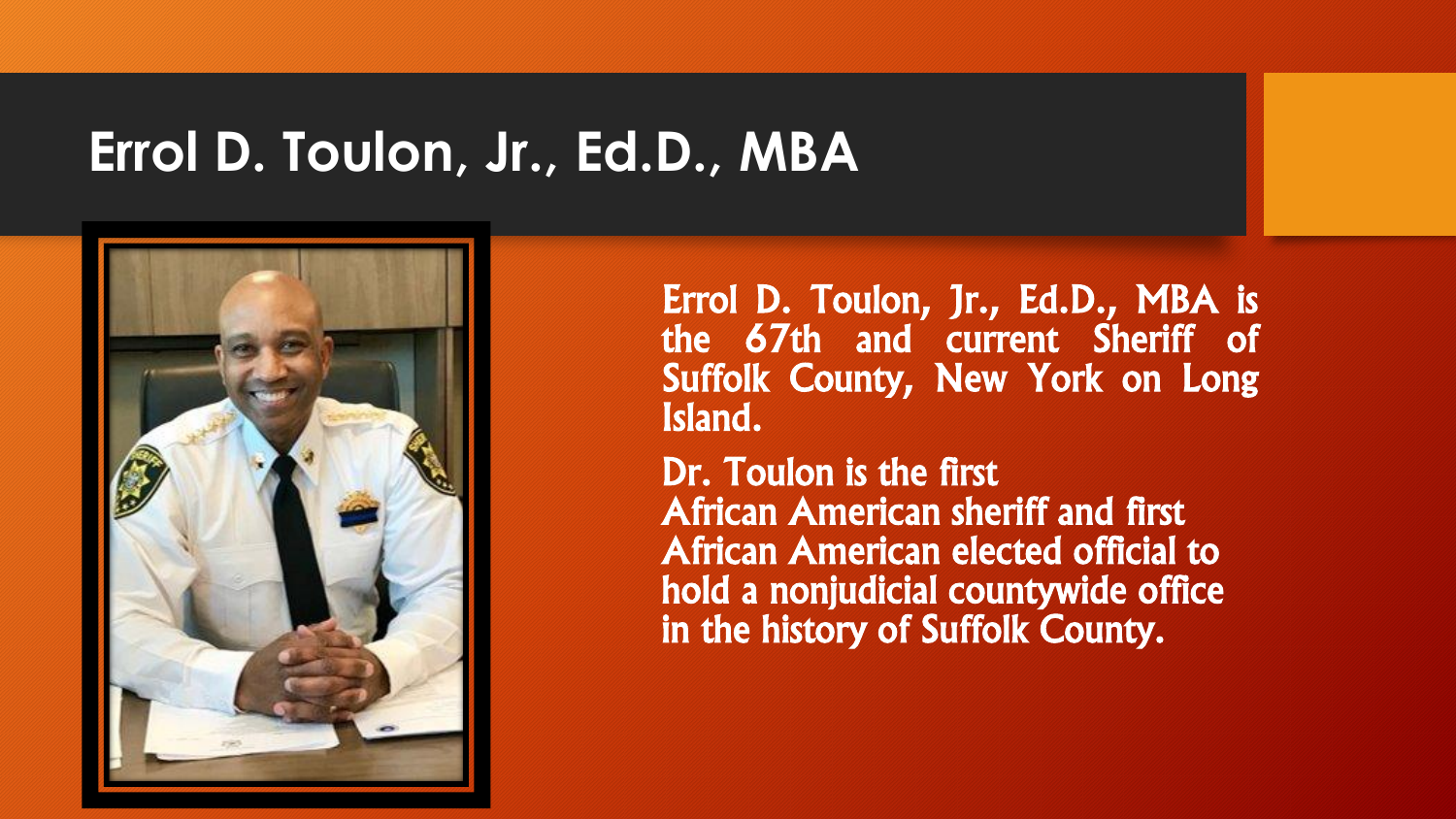# Errol D. Toulon, Jr., Ed.D., MBA

Errol D. Toulon, Jr., Ed.D., MBA is the 67th and current Sheriff of Suffolk County, New York on Long Island.

Dr. Toulon is the first African American sheriff and first African American elected official to hold a nonjudicial countywide office in the history of Suffolk County.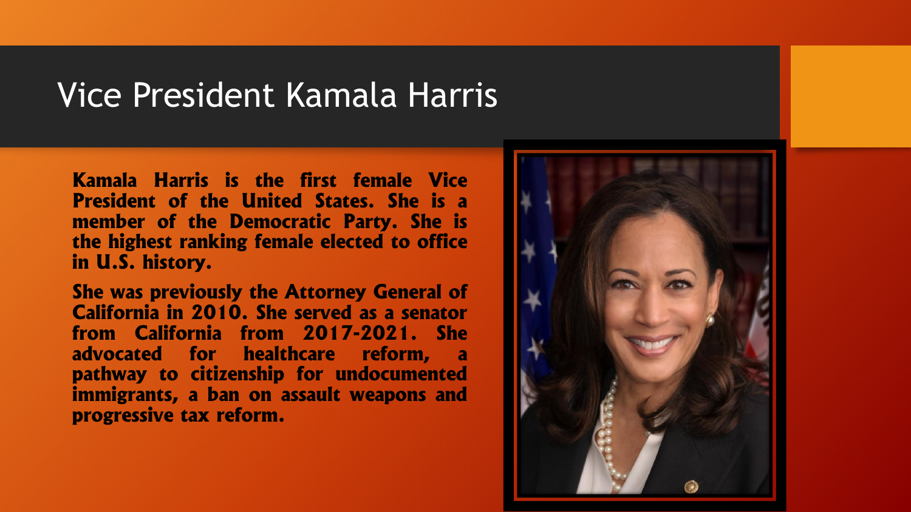# Vice President Kamala Harris

**Kamala Harris is the first female Vice President of the United States. She is a member of the Democratic Party. She is the highest ranking female elected to office in U.S. history.**

**She was previously the Attorney General of California in 2010. She served as a senator from California from 2017-2021. She advocated for healthcare reform, a pathway to citizenship for undocumented immigrants, a ban on assault weapons and progressive tax reform.**